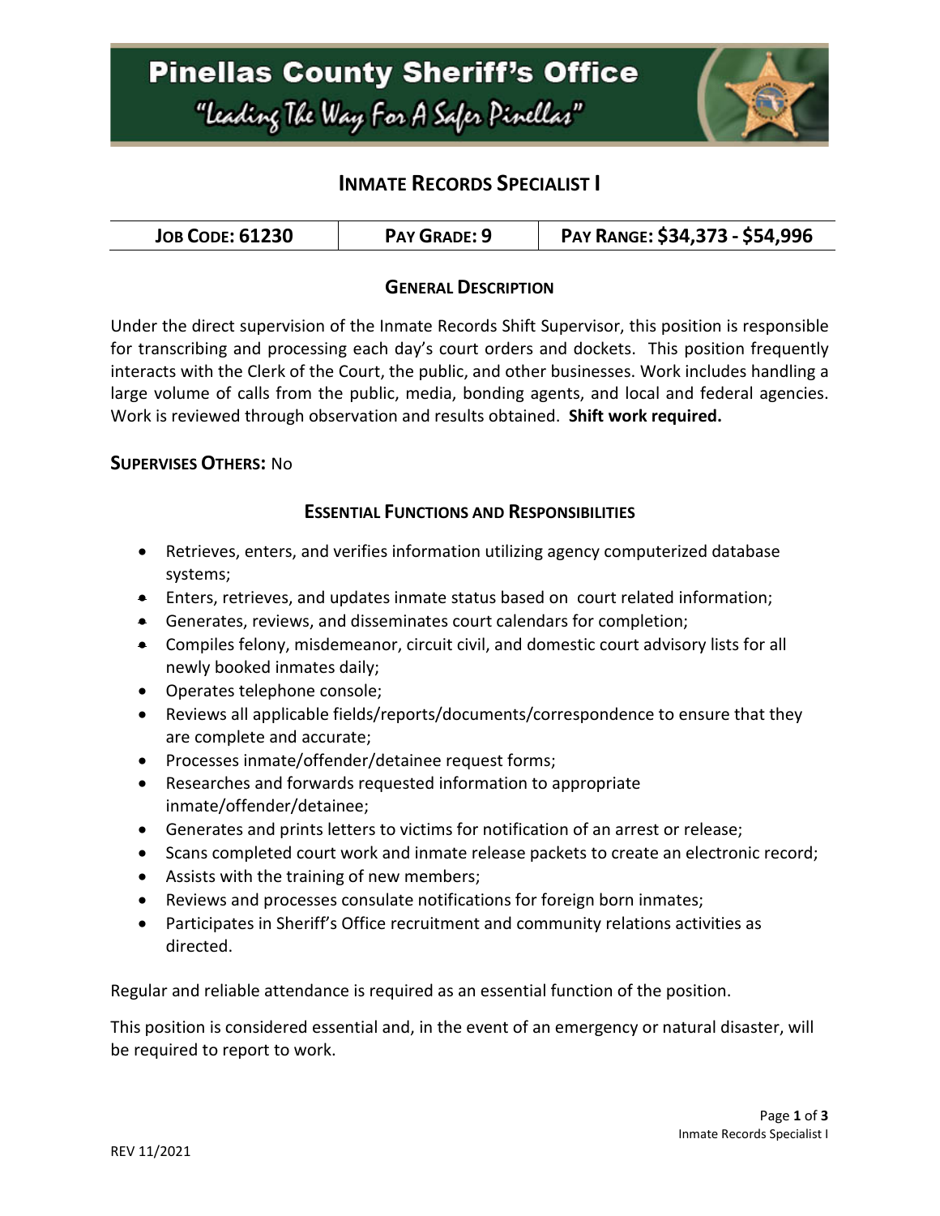# Pinellas County Sheriff's Office

"Leading The Way For A Safer Pinellas"

## INMATE RECORDS SPECIALIST I

| JOB CODE: 61230 | PAY GRADE: 9 | PAY RANGE: $34,373 - $54,996 |
|---|---|---|

### GENERAL DESCRIPTION

Under the direct supervision of the Inmate Records Shift Supervisor, this position is responsible for transcribing and processing each day's court orders and dockets. This position frequently interacts with the Clerk of the Court, the public, and other businesses. Work includes handling a large volume of calls from the public, media, bonding agents, and local and federal agencies. Work is reviewed through observation and results obtained. **Shift work required.**

**SUPERVISES OTHERS:** No

### ESSENTIAL FUNCTIONS AND RESPONSIBILITIES

- Retrieves, enters, and verifies information utilizing agency computerized database systems;
- Enters, retrieves, and updates inmate status based on court related information;
- Generates, reviews, and disseminates court calendars for completion;
- Compiles felony, misdemeanor, circuit civil, and domestic court advisory lists for all newly booked inmates daily;
- Operates telephone console;
- Reviews all applicable fields/reports/documents/correspondence to ensure that they are complete and accurate;
- Processes inmate/offender/detainee request forms;
- Researches and forwards requested information to appropriate inmate/offender/detainee;
- Generates and prints letters to victims for notification of an arrest or release;
- Scans completed court work and inmate release packets to create an electronic record;
- Assists with the training of new members;
- Reviews and processes consulate notifications for foreign born inmates;
- Participates in Sheriff's Office recruitment and community relations activities as directed.

Regular and reliable attendance is required as an essential function of the position.

This position is considered essential and, in the event of an emergency or natural disaster, will be required to report to work.

REV 11/2021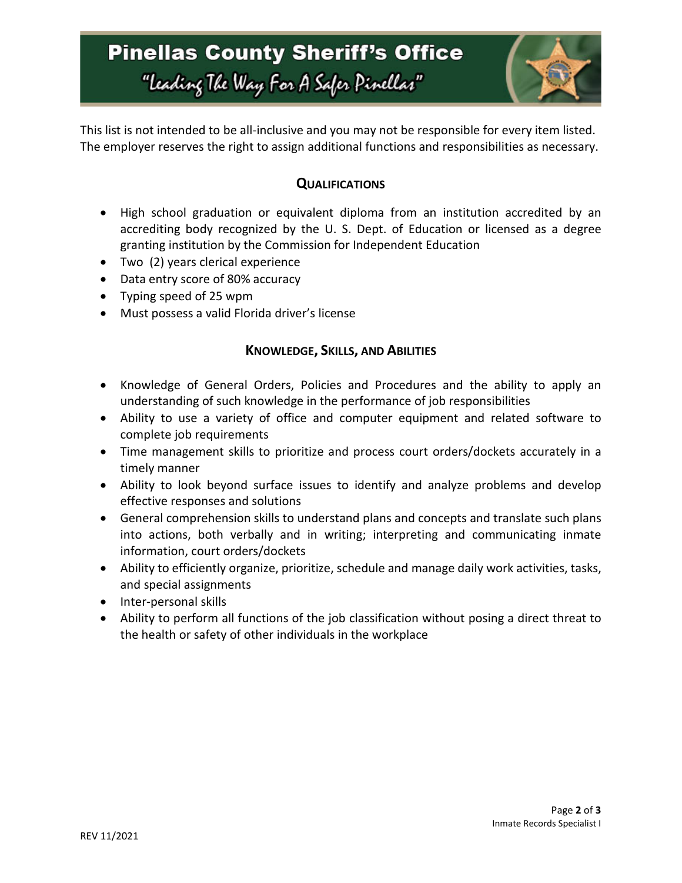This list is not intended to be all-inclusive and you may not be responsible for every item listed. The employer reserves the right to assign additional functions and responsibilities as necessary.

## QUALIFICATIONS

- High school graduation or equivalent diploma from an institution accredited by an accrediting body recognized by the U. S. Dept. of Education or licensed as a degree granting institution by the Commission for Independent Education
- Two (2) years clerical experience
- Data entry score of 80% accuracy
- Typing speed of 25 wpm
- Must possess a valid Florida driver's license

## KNOWLEDGE, SKILLS, AND ABILITIES

- Knowledge of General Orders, Policies and Procedures and the ability to apply an understanding of such knowledge in the performance of job responsibilities
- Ability to use a variety of office and computer equipment and related software to complete job requirements
- Time management skills to prioritize and process court orders/dockets accurately in a timely manner
- Ability to look beyond surface issues to identify and analyze problems and develop effective responses and solutions
- General comprehension skills to understand plans and concepts and translate such plans into actions, both verbally and in writing; interpreting and communicating inmate information, court orders/dockets
- Ability to efficiently organize, prioritize, schedule and manage daily work activities, tasks, and special assignments
- Inter-personal skills
- Ability to perform all functions of the job classification without posing a direct threat to the health or safety of other individuals in the workplace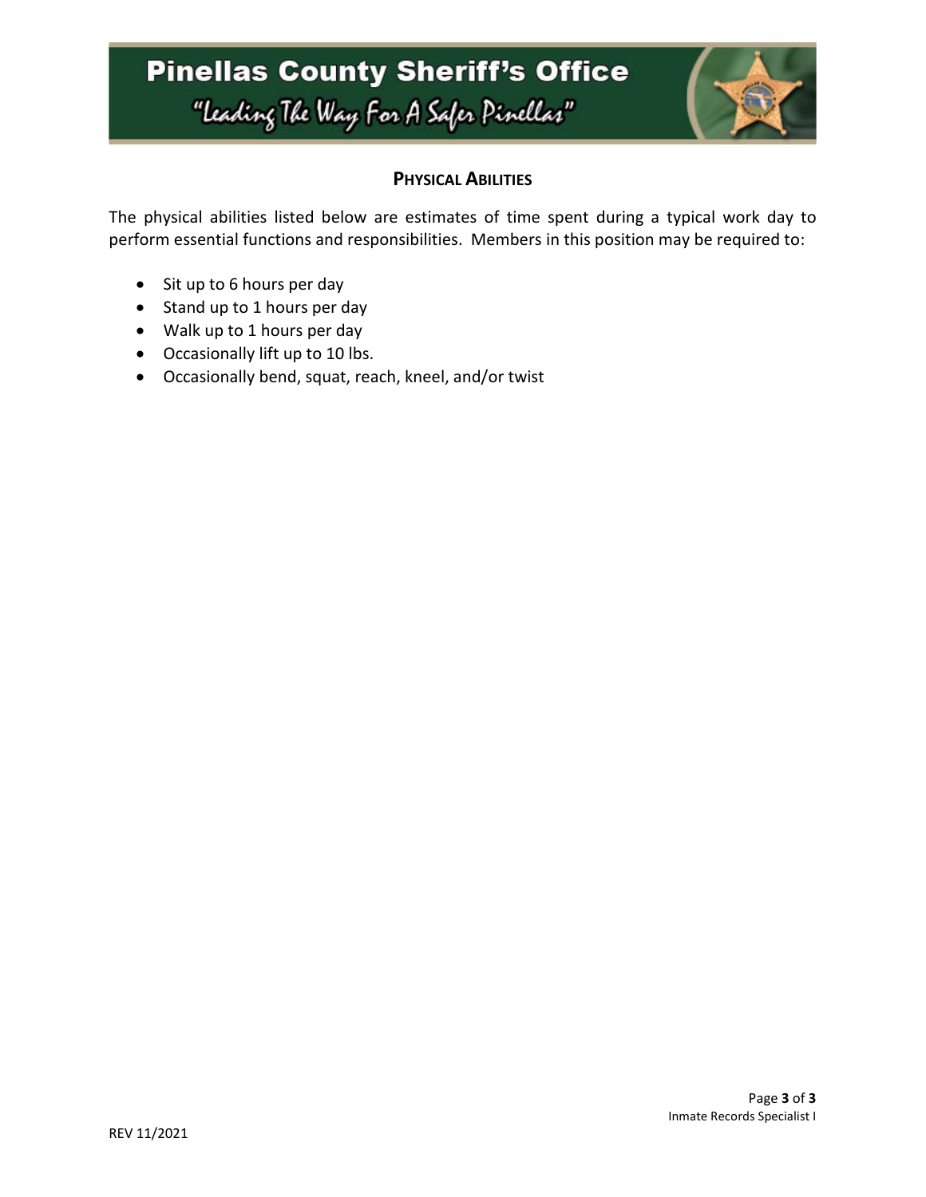## Physical Abilities

The physical abilities listed below are estimates of time spent during a typical work day to perform essential functions and responsibilities. Members in this position may be required to:

- Sit up to 6 hours per day
- Stand up to 1 hours per day
- Walk up to 1 hours per day
- Occasionally lift up to 10 lbs.
- Occasionally bend, squat, reach, kneel, and/or twist